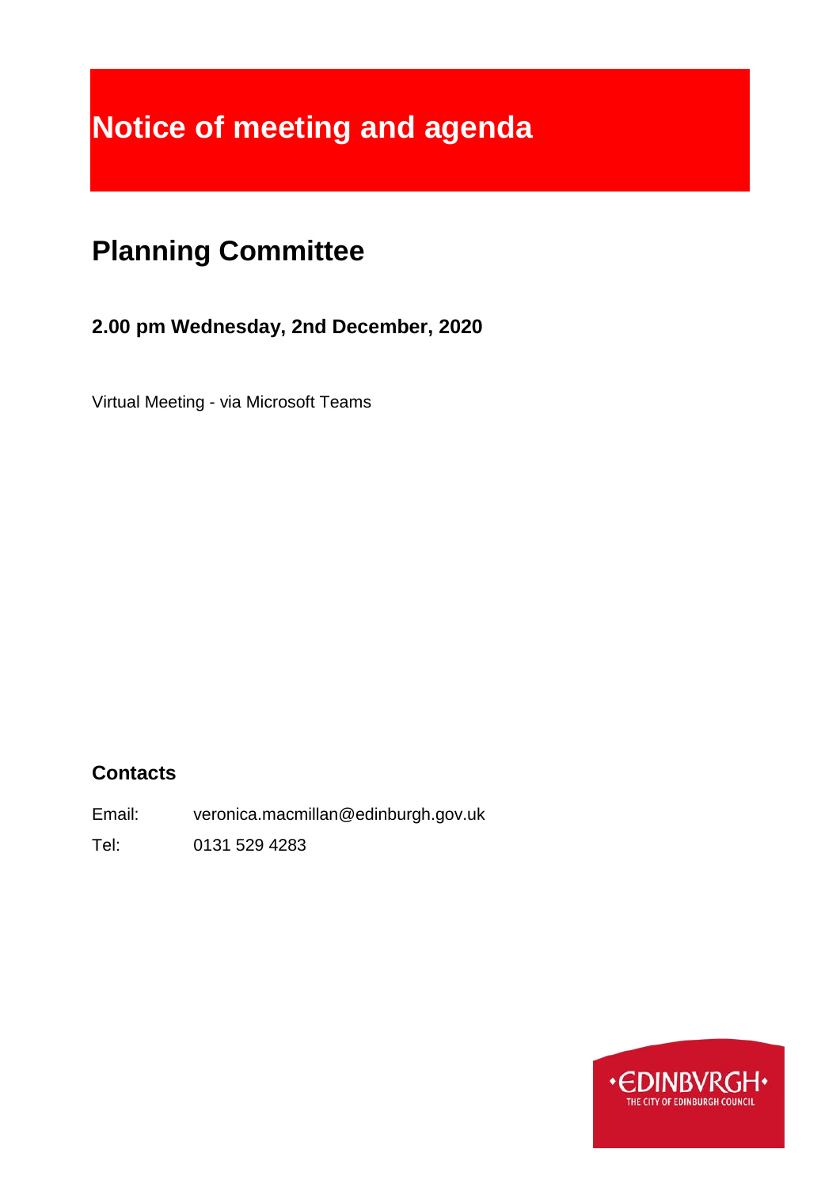# Notice of meeting and agenda

## Planning Committee

### 2.00 pm Wednesday, 2nd December, 2020

Virtual Meeting - via Microsoft Teams

### Contacts

Email: veronica.macmillan@edinburgh.gov.uk

Tel: 0131 529 4283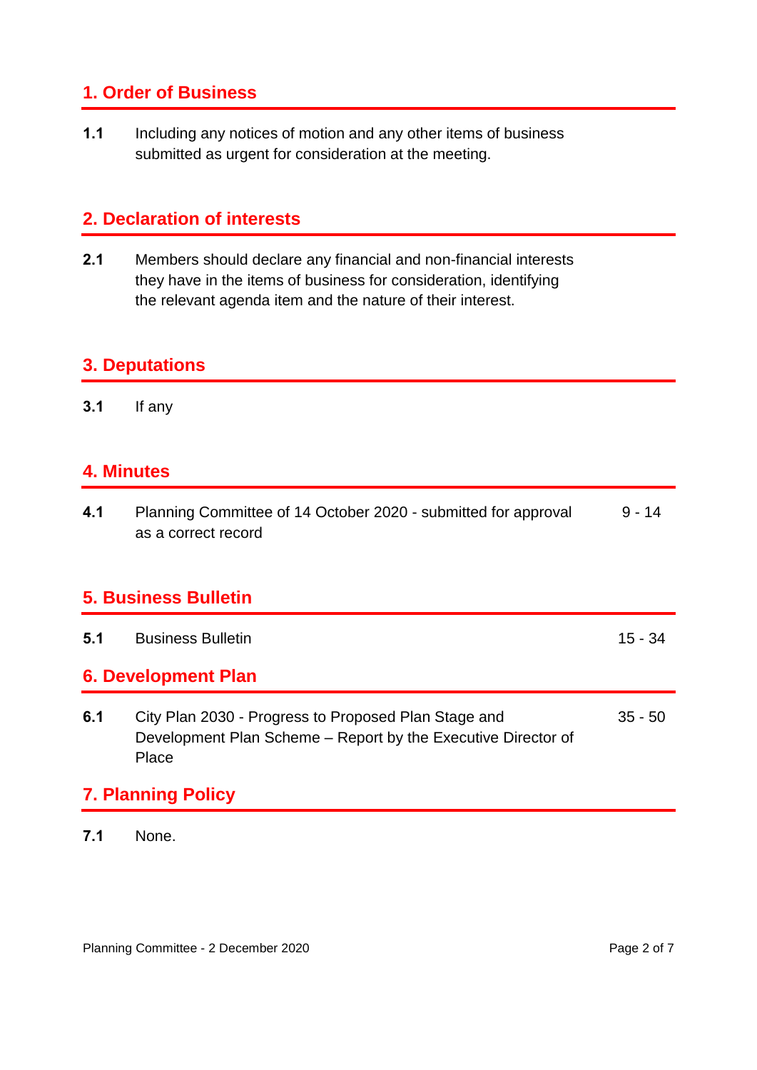## 1. Order of Business

**1.1** Including any notices of motion and any other items of business submitted as urgent for consideration at the meeting.

## 2. Declaration of interests

**2.1** Members should declare any financial and non-financial interests they have in the items of business for consideration, identifying the relevant agenda item and the nature of their interest.

## 3. Deputations

**3.1** If any

## 4. Minutes

**4.1** Planning Committee of 14 October 2020 - submitted for approval as a correct record — 9 - 14

## 5. Business Bulletin

**5.1** Business Bulletin — 15 - 34

## 6. Development Plan

**6.1** City Plan 2030 - Progress to Proposed Plan Stage and Development Plan Scheme – Report by the Executive Director of Place — 35 - 50

## 7. Planning Policy

**7.1** None.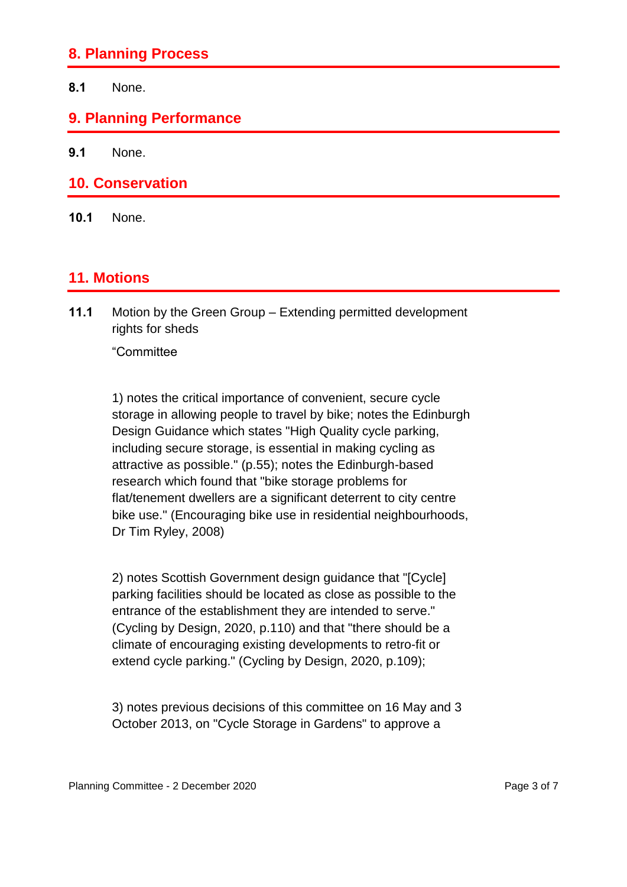## 8. Planning Process

**8.1** None.

## 9. Planning Performance

**9.1** None.

## 10. Conservation

**10.1** None.

## 11. Motions

**11.1** Motion by the Green Group – Extending permitted development rights for sheds

"Committee

1) notes the critical importance of convenient, secure cycle storage in allowing people to travel by bike; notes the Edinburgh Design Guidance which states "High Quality cycle parking, including secure storage, is essential in making cycling as attractive as possible." (p.55); notes the Edinburgh-based research which found that "bike storage problems for flat/tenement dwellers are a significant deterrent to city centre bike use." (Encouraging bike use in residential neighbourhoods, Dr Tim Ryley, 2008)

2) notes Scottish Government design guidance that "[Cycle] parking facilities should be located as close as possible to the entrance of the establishment they are intended to serve." (Cycling by Design, 2020, p.110) and that "there should be a climate of encouraging existing developments to retro-fit or extend cycle parking." (Cycling by Design, 2020, p.109);

3) notes previous decisions of this committee on 16 May and 3 October 2013, on "Cycle Storage in Gardens" to approve a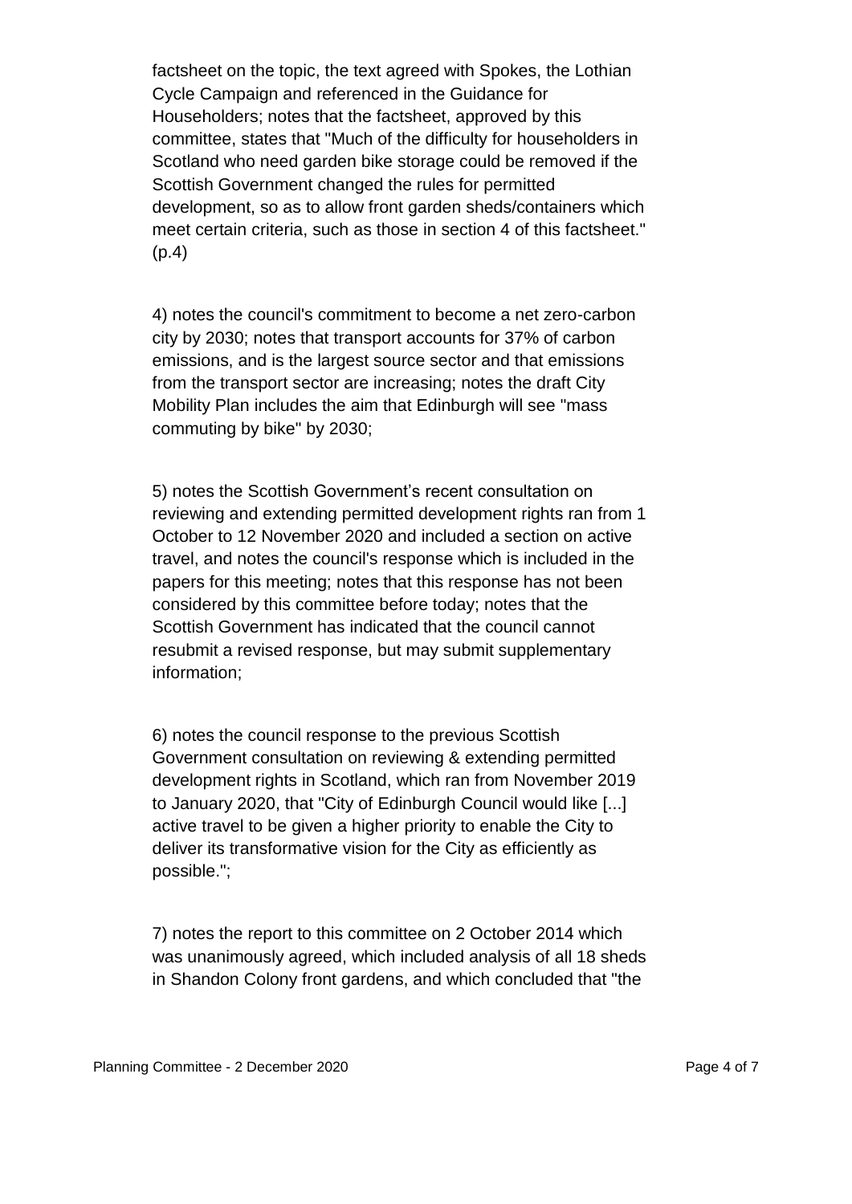factsheet on the topic, the text agreed with Spokes, the Lothian Cycle Campaign and referenced in the Guidance for Householders; notes that the factsheet, approved by this committee, states that "Much of the difficulty for householders in Scotland who need garden bike storage could be removed if the Scottish Government changed the rules for permitted development, so as to allow front garden sheds/containers which meet certain criteria, such as those in section 4 of this factsheet." (p.4)

4) notes the council's commitment to become a net zero-carbon city by 2030; notes that transport accounts for 37% of carbon emissions, and is the largest source sector and that emissions from the transport sector are increasing; notes the draft City Mobility Plan includes the aim that Edinburgh will see "mass commuting by bike" by 2030;

5) notes the Scottish Government's recent consultation on reviewing and extending permitted development rights ran from 1 October to 12 November 2020 and included a section on active travel, and notes the council's response which is included in the papers for this meeting; notes that this response has not been considered by this committee before today; notes that the Scottish Government has indicated that the council cannot resubmit a revised response, but may submit supplementary information;

6) notes the council response to the previous Scottish Government consultation on reviewing & extending permitted development rights in Scotland, which ran from November 2019 to January 2020, that "City of Edinburgh Council would like [...] active travel to be given a higher priority to enable the City to deliver its transformative vision for the City as efficiently as possible.";

7) notes the report to this committee on 2 October 2014 which was unanimously agreed, which included analysis of all 18 sheds in Shandon Colony front gardens, and which concluded that "the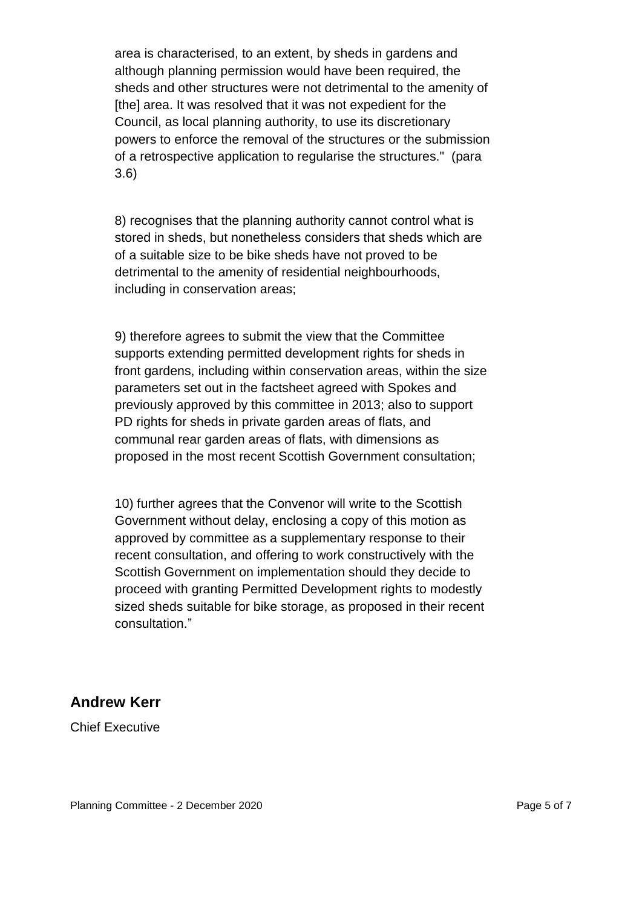area is characterised, to an extent, by sheds in gardens and although planning permission would have been required, the sheds and other structures were not detrimental to the amenity of [the] area. It was resolved that it was not expedient for the Council, as local planning authority, to use its discretionary powers to enforce the removal of the structures or the submission of a retrospective application to regularise the structures."  (para 3.6)

8) recognises that the planning authority cannot control what is stored in sheds, but nonetheless considers that sheds which are of a suitable size to be bike sheds have not proved to be detrimental to the amenity of residential neighbourhoods, including in conservation areas;

9) therefore agrees to submit the view that the Committee supports extending permitted development rights for sheds in front gardens, including within conservation areas, within the size parameters set out in the factsheet agreed with Spokes and previously approved by this committee in 2013; also to support PD rights for sheds in private garden areas of flats, and communal rear garden areas of flats, with dimensions as proposed in the most recent Scottish Government consultation;

10) further agrees that the Convenor will write to the Scottish Government without delay, enclosing a copy of this motion as approved by committee as a supplementary response to their recent consultation, and offering to work constructively with the Scottish Government on implementation should they decide to proceed with granting Permitted Development rights to modestly sized sheds suitable for bike storage, as proposed in their recent consultation."

## Andrew Kerr

Chief Executive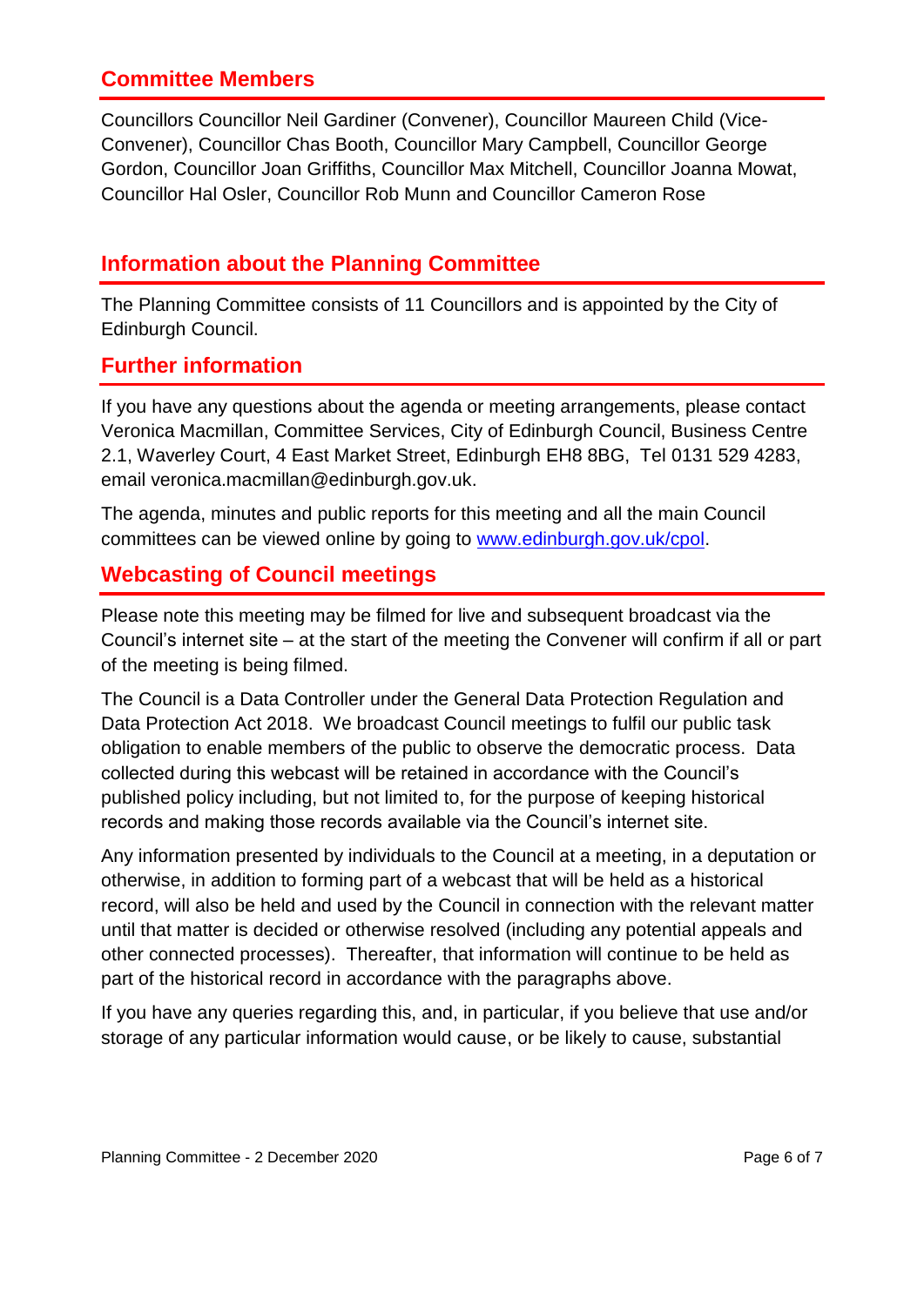## Committee Members

Councillors Councillor Neil Gardiner (Convener), Councillor Maureen Child (Vice-Convener), Councillor Chas Booth, Councillor Mary Campbell, Councillor George Gordon, Councillor Joan Griffiths, Councillor Max Mitchell, Councillor Joanna Mowat, Councillor Hal Osler, Councillor Rob Munn and Councillor Cameron Rose

## Information about the Planning Committee

The Planning Committee consists of 11 Councillors and is appointed by the City of Edinburgh Council.

## Further information

If you have any questions about the agenda or meeting arrangements, please contact Veronica Macmillan, Committee Services, City of Edinburgh Council, Business Centre 2.1, Waverley Court, 4 East Market Street, Edinburgh EH8 8BG, Tel 0131 529 4283, email veronica.macmillan@edinburgh.gov.uk.

The agenda, minutes and public reports for this meeting and all the main Council committees can be viewed online by going to [www.edinburgh.gov.uk/cpol](www.edinburgh.gov.uk/cpol).

## Webcasting of Council meetings

Please note this meeting may be filmed for live and subsequent broadcast via the Council's internet site – at the start of the meeting the Convener will confirm if all or part of the meeting is being filmed.

The Council is a Data Controller under the General Data Protection Regulation and Data Protection Act 2018. We broadcast Council meetings to fulfil our public task obligation to enable members of the public to observe the democratic process. Data collected during this webcast will be retained in accordance with the Council's published policy including, but not limited to, for the purpose of keeping historical records and making those records available via the Council's internet site.

Any information presented by individuals to the Council at a meeting, in a deputation or otherwise, in addition to forming part of a webcast that will be held as a historical record, will also be held and used by the Council in connection with the relevant matter until that matter is decided or otherwise resolved (including any potential appeals and other connected processes). Thereafter, that information will continue to be held as part of the historical record in accordance with the paragraphs above.

If you have any queries regarding this, and, in particular, if you believe that use and/or storage of any particular information would cause, or be likely to cause, substantial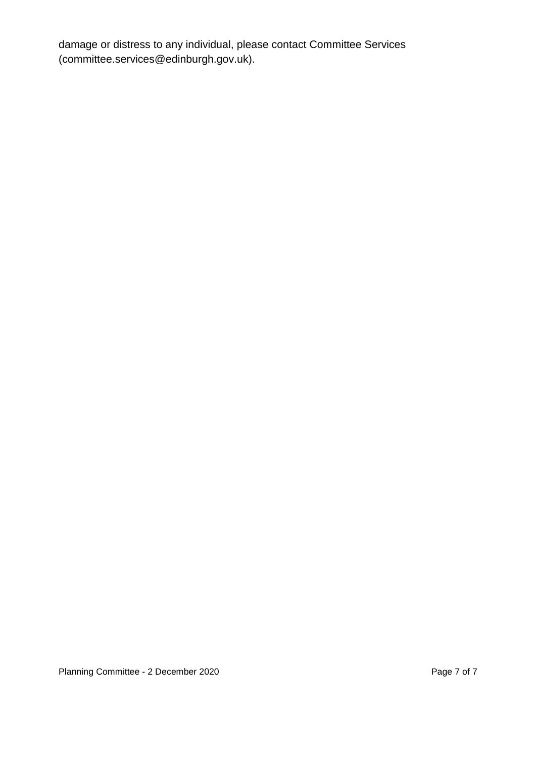damage or distress to any individual, please contact Committee Services (committee.services@edinburgh.gov.uk).